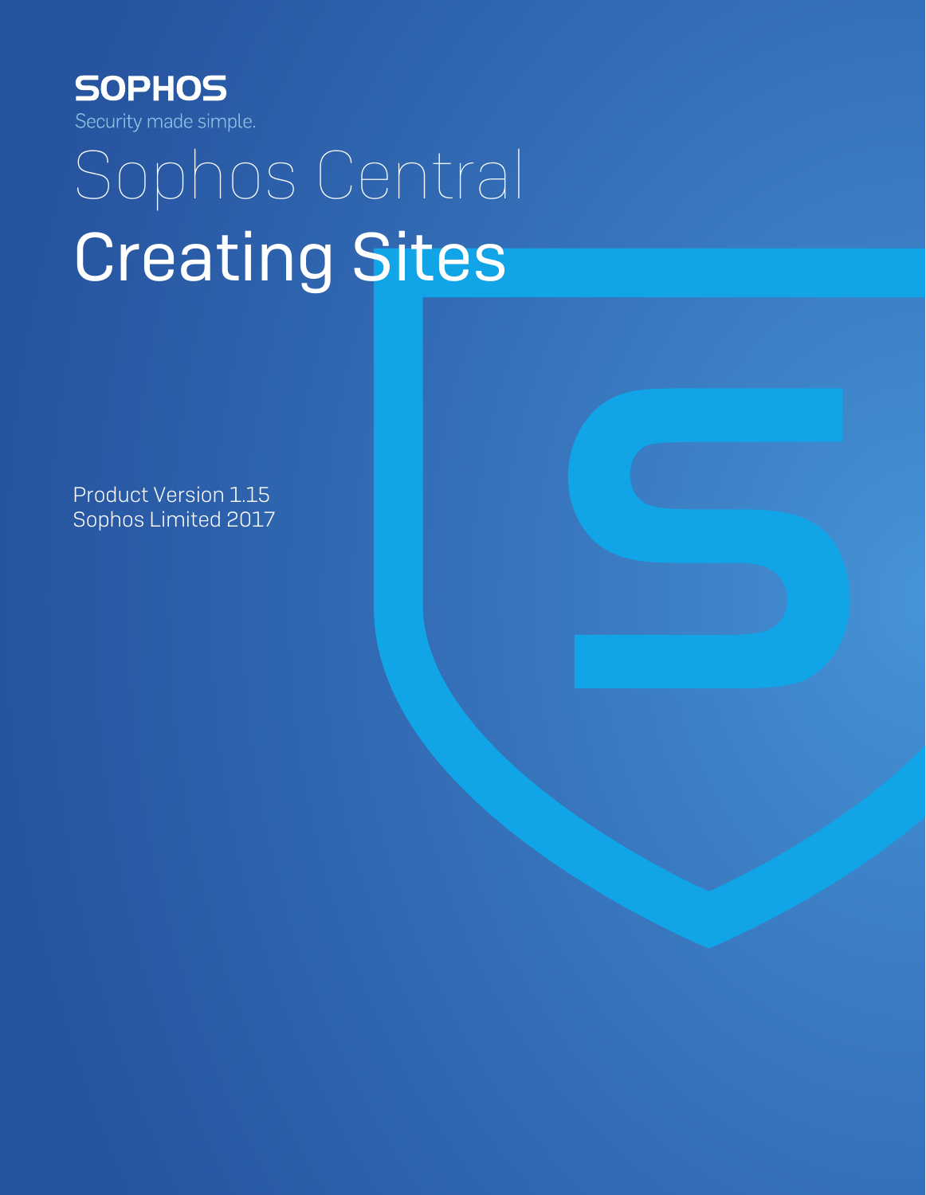SOPHOS

Security made simple.

# Sophos Central

# Creating Sites

Product Version 1.15

Sophos Limited 2017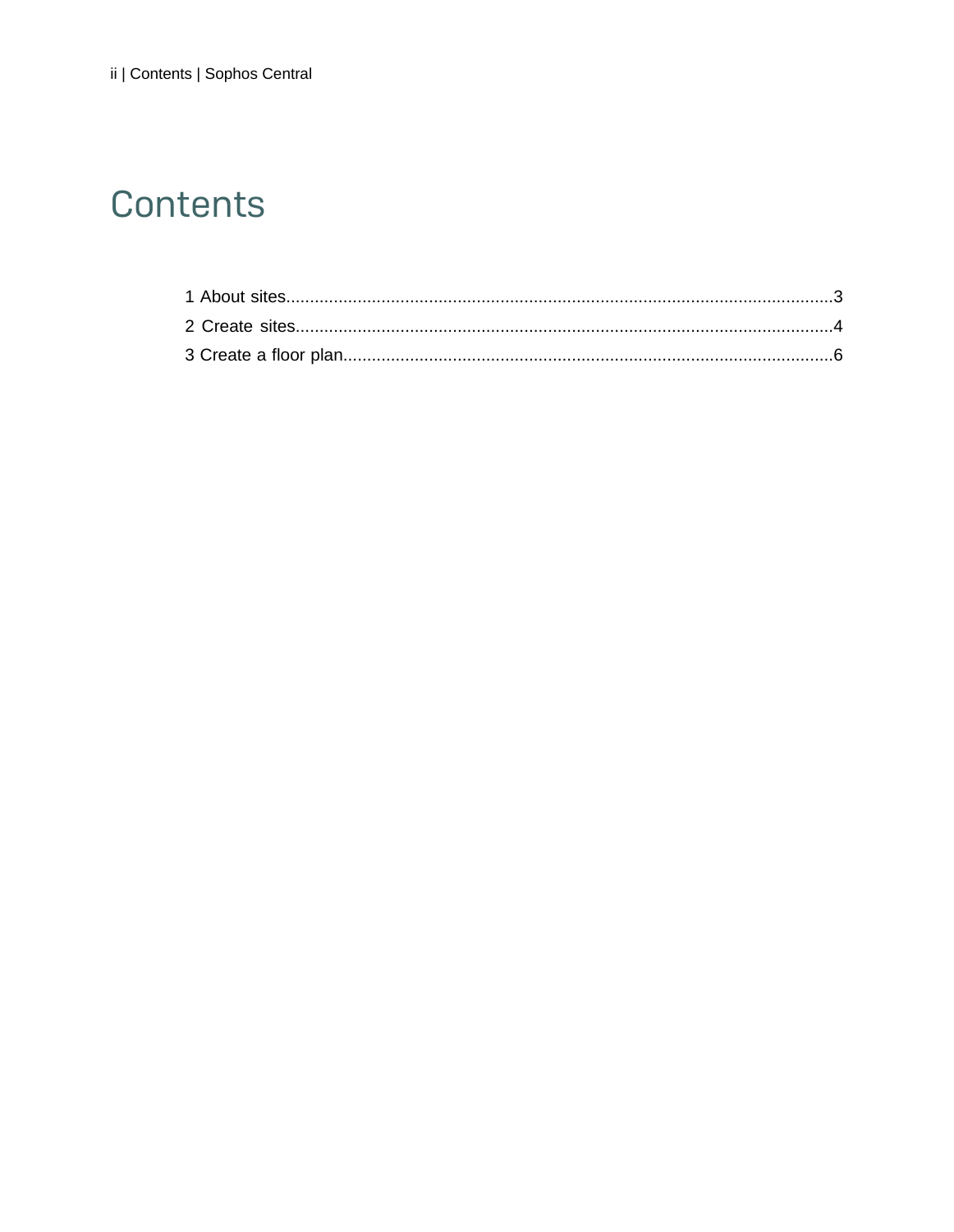# Contents

1 About sites....................................................................................................................3
2 Create sites....................................................................................................................4
3 Create a floor plan..........................................................................................................6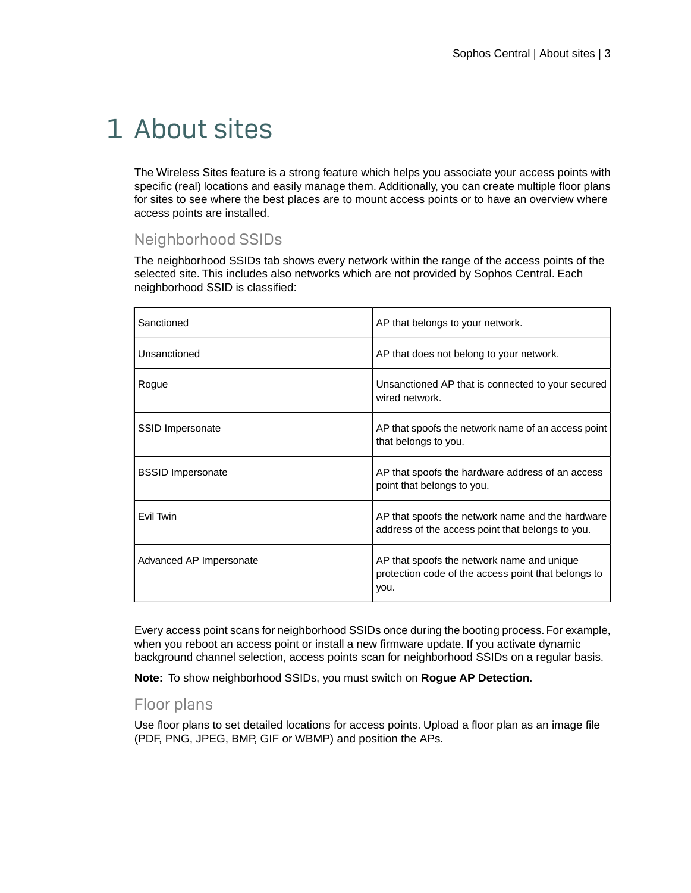# 1 About sites

The Wireless Sites feature is a strong feature which helps you associate your access points with specific (real) locations and easily manage them. Additionally, you can create multiple floor plans for sites to see where the best places are to mount access points or to have an overview where access points are installed.

## Neighborhood SSIDs

The neighborhood SSIDs tab shows every network within the range of the access points of the selected site. This includes also networks which are not provided by Sophos Central. Each neighborhood SSID is classified:

| | |
|---|---|
| Sanctioned | AP that belongs to your network. |
| Unsanctioned | AP that does not belong to your network. |
| Rogue | Unsanctioned AP that is connected to your secured wired network. |
| SSID Impersonate | AP that spoofs the network name of an access point that belongs to you. |
| BSSID Impersonate | AP that spoofs the hardware address of an access point that belongs to you. |
| Evil Twin | AP that spoofs the network name and the hardware address of the access point that belongs to you. |
| Advanced AP Impersonate | AP that spoofs the network name and unique protection code of the access point that belongs to you. |

Every access point scans for neighborhood SSIDs once during the booting process. For example, when you reboot an access point or install a new firmware update. If you activate dynamic background channel selection, access points scan for neighborhood SSIDs on a regular basis.

**Note:** To show neighborhood SSIDs, you must switch on **Rogue AP Detection**.

## Floor plans

Use floor plans to set detailed locations for access points. Upload a floor plan as an image file (PDF, PNG, JPEG, BMP, GIF or WBMP) and position the APs.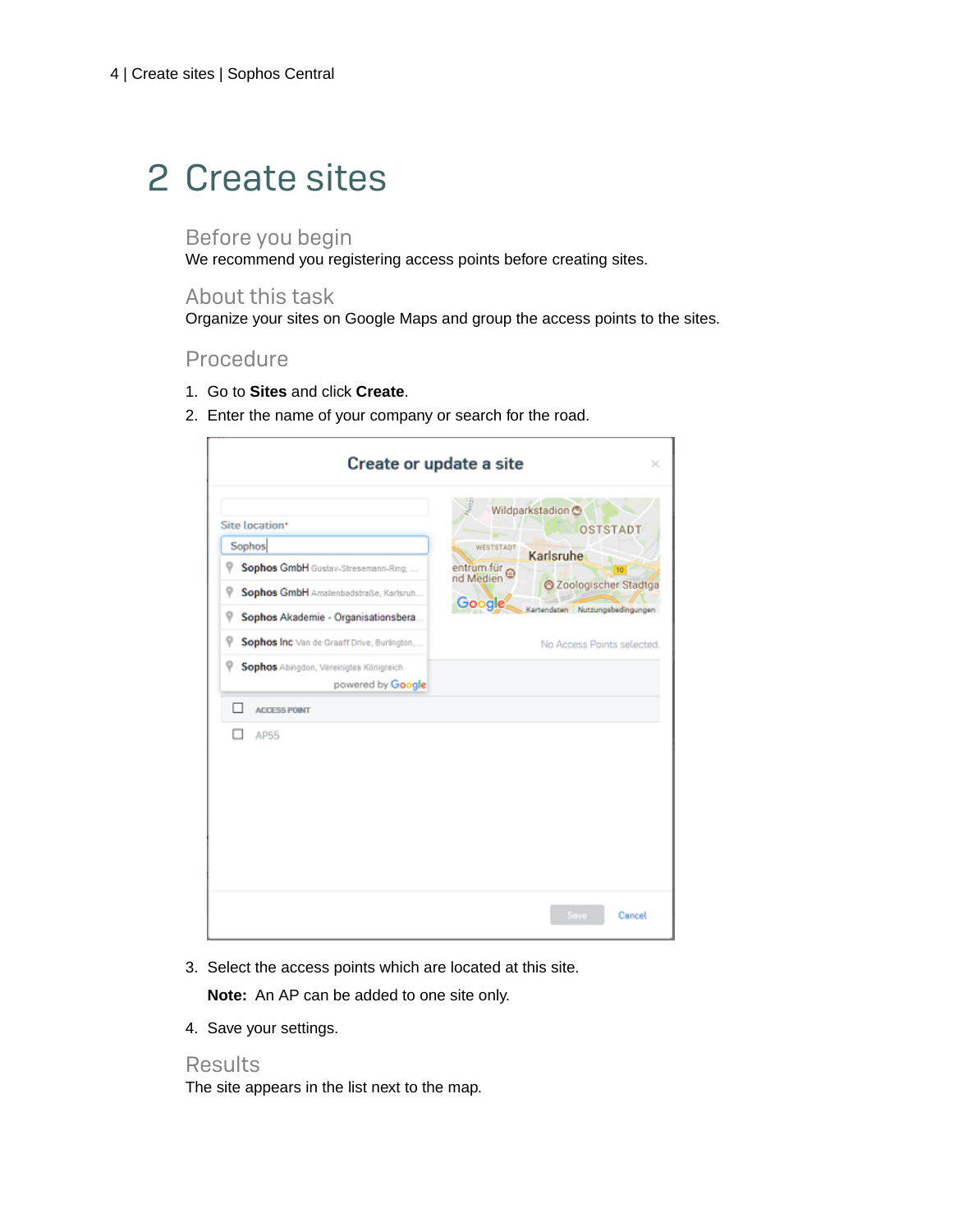# 2 Create sites

## Before you begin

We recommend you registering access points before creating sites.

## About this task

Organize your sites on Google Maps and group the access points to the sites.

## Procedure

1. Go to **Sites** and click **Create**.
2. Enter the name of your company or search for the road.
3. Select the access points which are located at this site.

   **Note:** An AP can be added to one site only.

4. Save your settings.

## Results

The site appears in the list next to the map.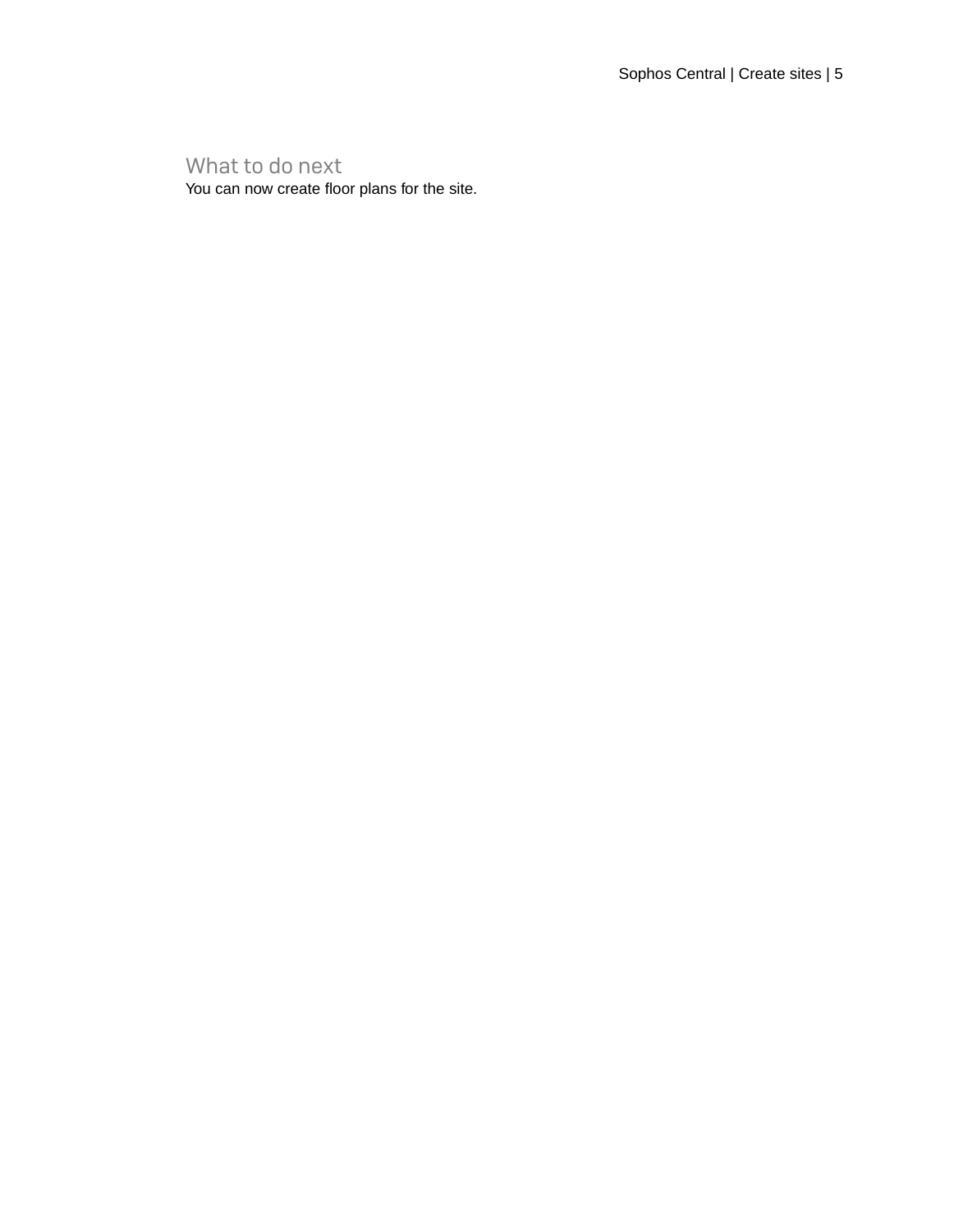### What to do next

You can now create floor plans for the site.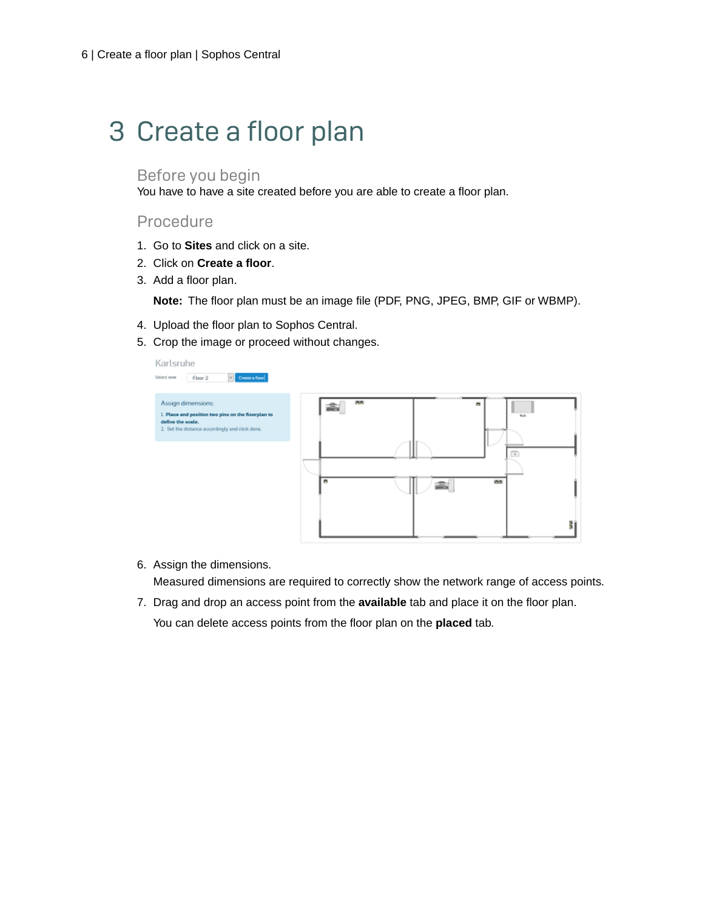# 3 Create a floor plan

## Before you begin

You have to have a site created before you are able to create a floor plan.

## Procedure

1. Go to **Sites** and click on a site.
2. Click on **Create a floor**.
3. Add a floor plan.

   **Note:** The floor plan must be an image file (PDF, PNG, JPEG, BMP, GIF or WBMP).

4. Upload the floor plan to Sophos Central.
5. Crop the image or proceed without changes.
6. Assign the dimensions.

   Measured dimensions are required to correctly show the network range of access points.

7. Drag and drop an access point from the **available** tab and place it on the floor plan.

   You can delete access points from the floor plan on the **placed** tab.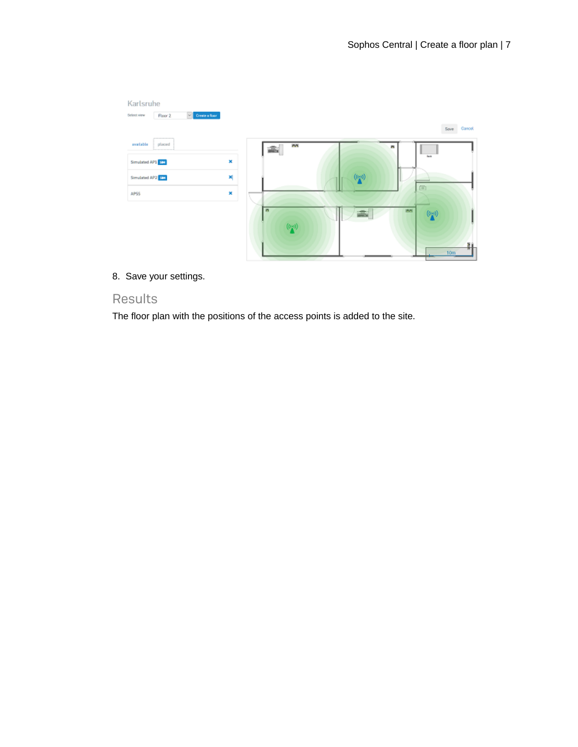8. Save your settings.

## Results

The floor plan with the positions of the access points is added to the site.